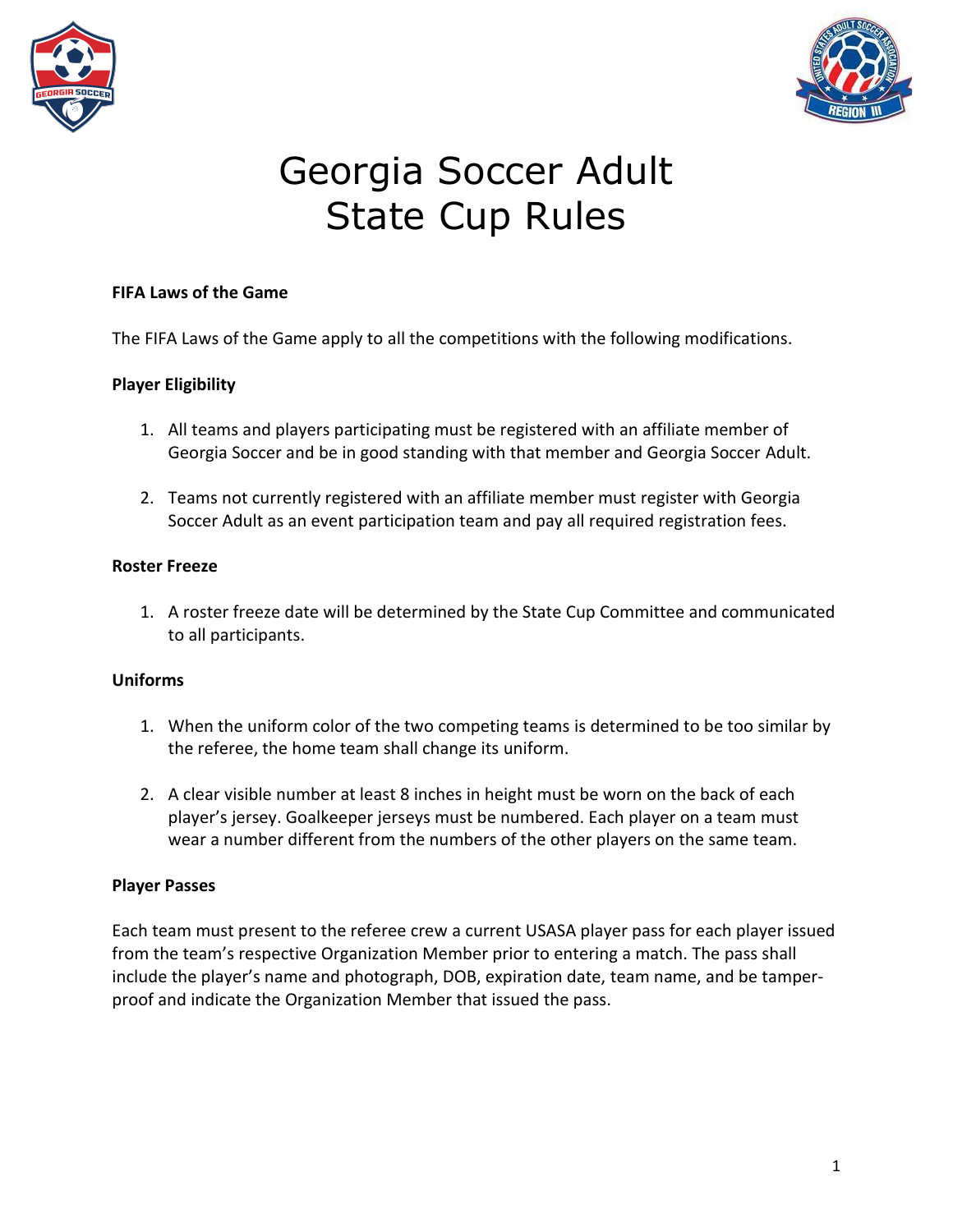# Georgia Soccer Adult State Cup Rules

**FIFA Laws of the Game**

The FIFA Laws of the Game apply to all the competitions with the following modifications.

**Player Eligibility**

1. All teams and players participating must be registered with an affiliate member of Georgia Soccer and be in good standing with that member and Georgia Soccer Adult.

2. Teams not currently registered with an affiliate member must register with Georgia Soccer Adult as an event participation team and pay all required registration fees.

**Roster Freeze**

1. A roster freeze date will be determined by the State Cup Committee and communicated to all participants.

**Uniforms**

1. When the uniform color of the two competing teams is determined to be too similar by the referee, the home team shall change its uniform.

2. A clear visible number at least 8 inches in height must be worn on the back of each player's jersey. Goalkeeper jerseys must be numbered. Each player on a team must wear a number different from the numbers of the other players on the same team.

**Player Passes**

Each team must present to the referee crew a current USASA player pass for each player issued from the team's respective Organization Member prior to entering a match. The pass shall include the player's name and photograph, DOB, expiration date, team name, and be tamper-proof and indicate the Organization Member that issued the pass.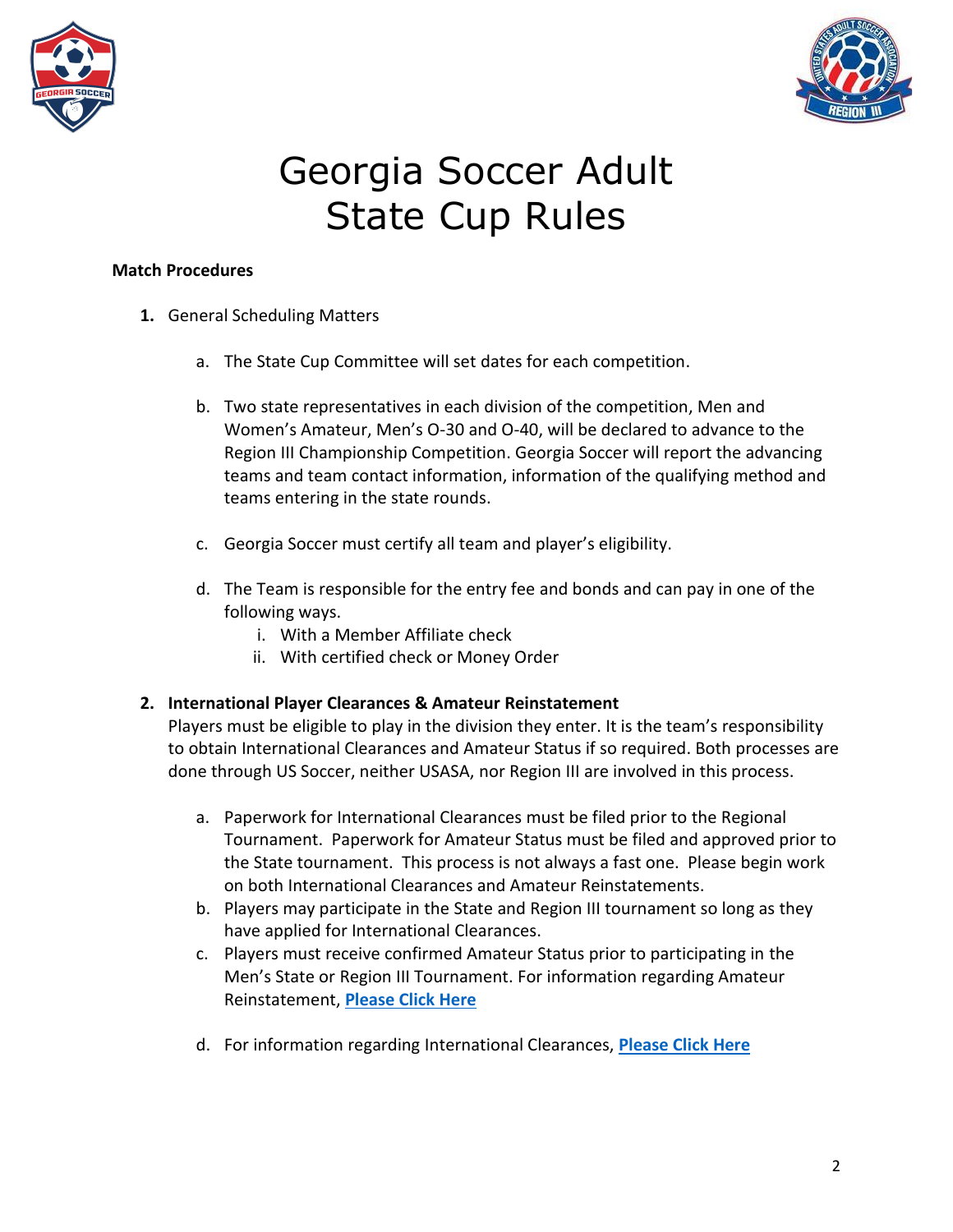# Georgia Soccer Adult State Cup Rules

**Match Procedures**

1. General Scheduling Matters

    a. The State Cup Committee will set dates for each competition.

    b. Two state representatives in each division of the competition, Men and Women's Amateur, Men's O-30 and O-40, will be declared to advance to the Region III Championship Competition. Georgia Soccer will report the advancing teams and team contact information, information of the qualifying method and teams entering in the state rounds.

    c. Georgia Soccer must certify all team and player's eligibility.

    d. The Team is responsible for the entry fee and bonds and can pay in one of the following ways.
        i. With a Member Affiliate check
        ii. With certified check or Money Order

2. **International Player Clearances & Amateur Reinstatement**
    Players must be eligible to play in the division they enter. It is the team's responsibility to obtain International Clearances and Amateur Status if so required. Both processes are done through US Soccer, neither USASA, nor Region III are involved in this process.

    a. Paperwork for International Clearances must be filed prior to the Regional Tournament. Paperwork for Amateur Status must be filed and approved prior to the State tournament. This process is not always a fast one. Please begin work on both International Clearances and Amateur Reinstatements.
    b. Players may participate in the State and Region III tournament so long as they have applied for International Clearances.
    c. Players must receive confirmed Amateur Status prior to participating in the Men's State or Region III Tournament. For information regarding Amateur Reinstatement, **Please Click Here**

    d. For information regarding International Clearances, **Please Click Here**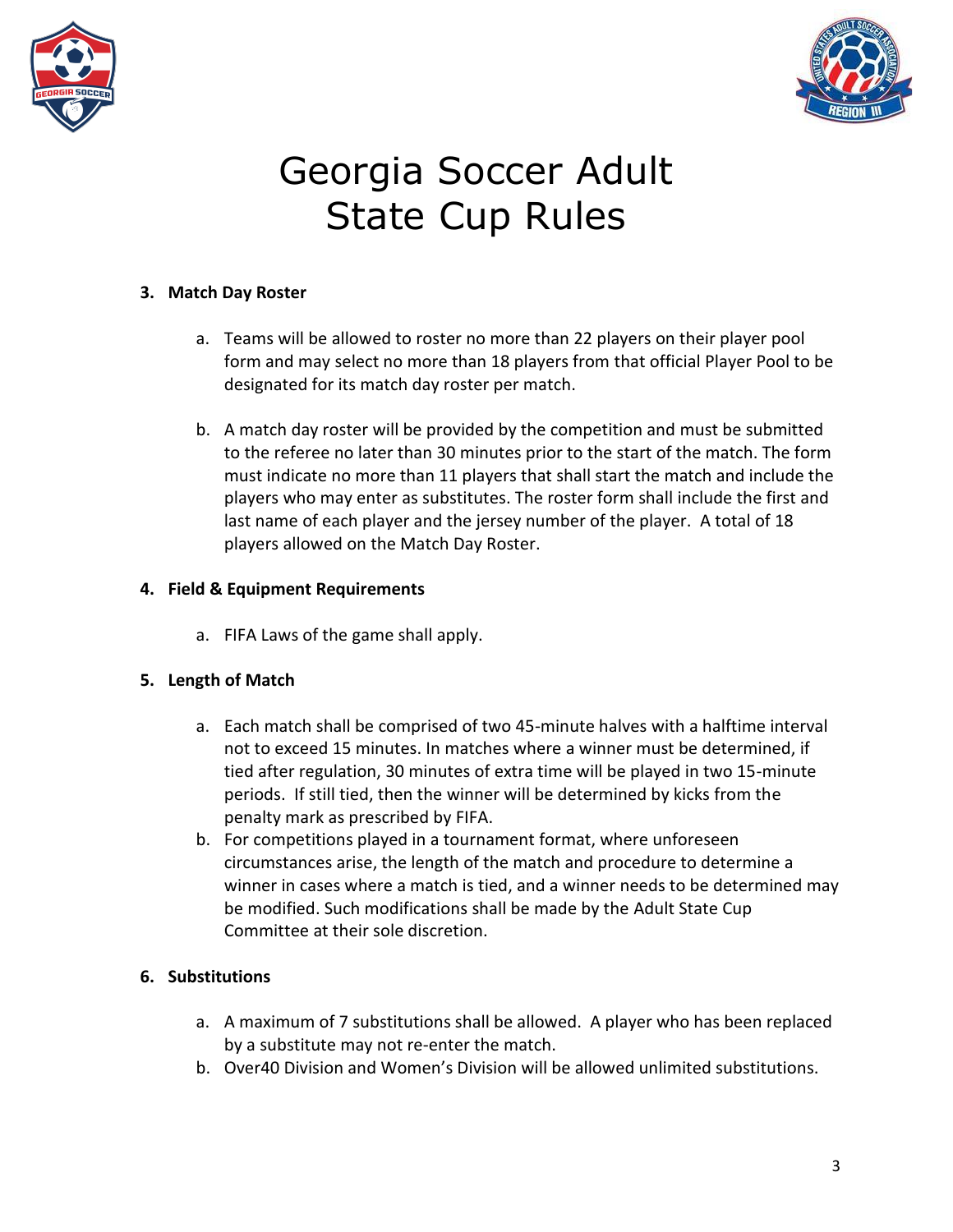# Georgia Soccer Adult State Cup Rules

**3. Match Day Roster**

a. Teams will be allowed to roster no more than 22 players on their player pool form and may select no more than 18 players from that official Player Pool to be designated for its match day roster per match.

b. A match day roster will be provided by the competition and must be submitted to the referee no later than 30 minutes prior to the start of the match. The form must indicate no more than 11 players that shall start the match and include the players who may enter as substitutes. The roster form shall include the first and last name of each player and the jersey number of the player. A total of 18 players allowed on the Match Day Roster.

**4. Field & Equipment Requirements**

a. FIFA Laws of the game shall apply.

**5. Length of Match**

a. Each match shall be comprised of two 45-minute halves with a halftime interval not to exceed 15 minutes. In matches where a winner must be determined, if tied after regulation, 30 minutes of extra time will be played in two 15-minute periods. If still tied, then the winner will be determined by kicks from the penalty mark as prescribed by FIFA.

b. For competitions played in a tournament format, where unforeseen circumstances arise, the length of the match and procedure to determine a winner in cases where a match is tied, and a winner needs to be determined may be modified. Such modifications shall be made by the Adult State Cup Committee at their sole discretion.

**6. Substitutions**

a. A maximum of 7 substitutions shall be allowed. A player who has been replaced by a substitute may not re-enter the match.

b. Over40 Division and Women's Division will be allowed unlimited substitutions.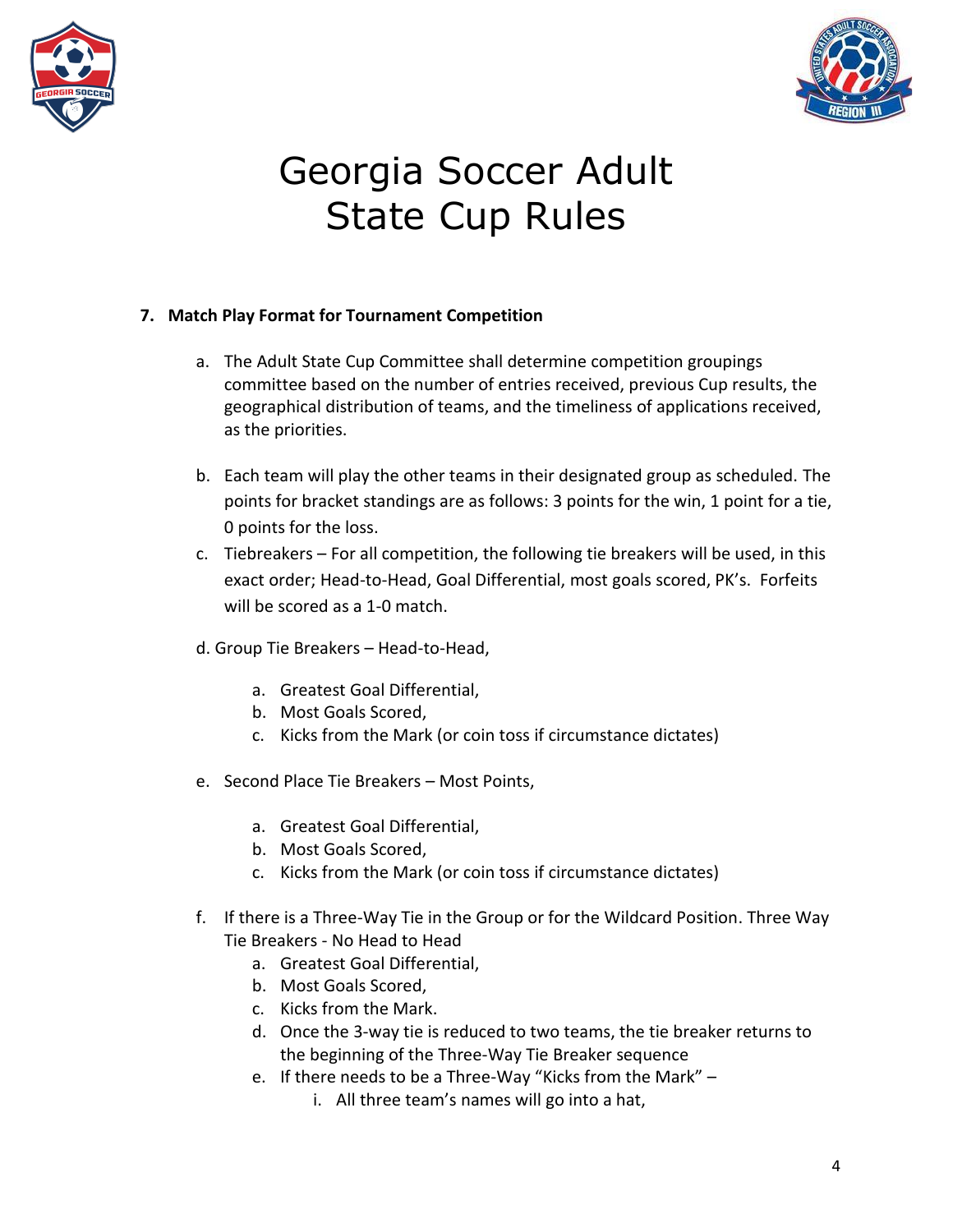# Georgia Soccer Adult State Cup Rules

**7. Match Play Format for Tournament Competition**

a. The Adult State Cup Committee shall determine competition groupings committee based on the number of entries received, previous Cup results, the geographical distribution of teams, and the timeliness of applications received, as the priorities.

b. Each team will play the other teams in their designated group as scheduled. The points for bracket standings are as follows: 3 points for the win, 1 point for a tie, 0 points for the loss.

c. Tiebreakers – For all competition, the following tie breakers will be used, in this exact order; Head-to-Head, Goal Differential, most goals scored, PK's. Forfeits will be scored as a 1-0 match.

d. Group Tie Breakers – Head-to-Head,

   a. Greatest Goal Differential,
   b. Most Goals Scored,
   c. Kicks from the Mark (or coin toss if circumstance dictates)

e. Second Place Tie Breakers – Most Points,

   a. Greatest Goal Differential,
   b. Most Goals Scored,
   c. Kicks from the Mark (or coin toss if circumstance dictates)

f. If there is a Three-Way Tie in the Group or for the Wildcard Position. Three Way Tie Breakers - No Head to Head

   a. Greatest Goal Differential,
   b. Most Goals Scored,
   c. Kicks from the Mark.
   d. Once the 3-way tie is reduced to two teams, the tie breaker returns to the beginning of the Three-Way Tie Breaker sequence
   e. If there needs to be a Three-Way "Kicks from the Mark" –
      i. All three team's names will go into a hat,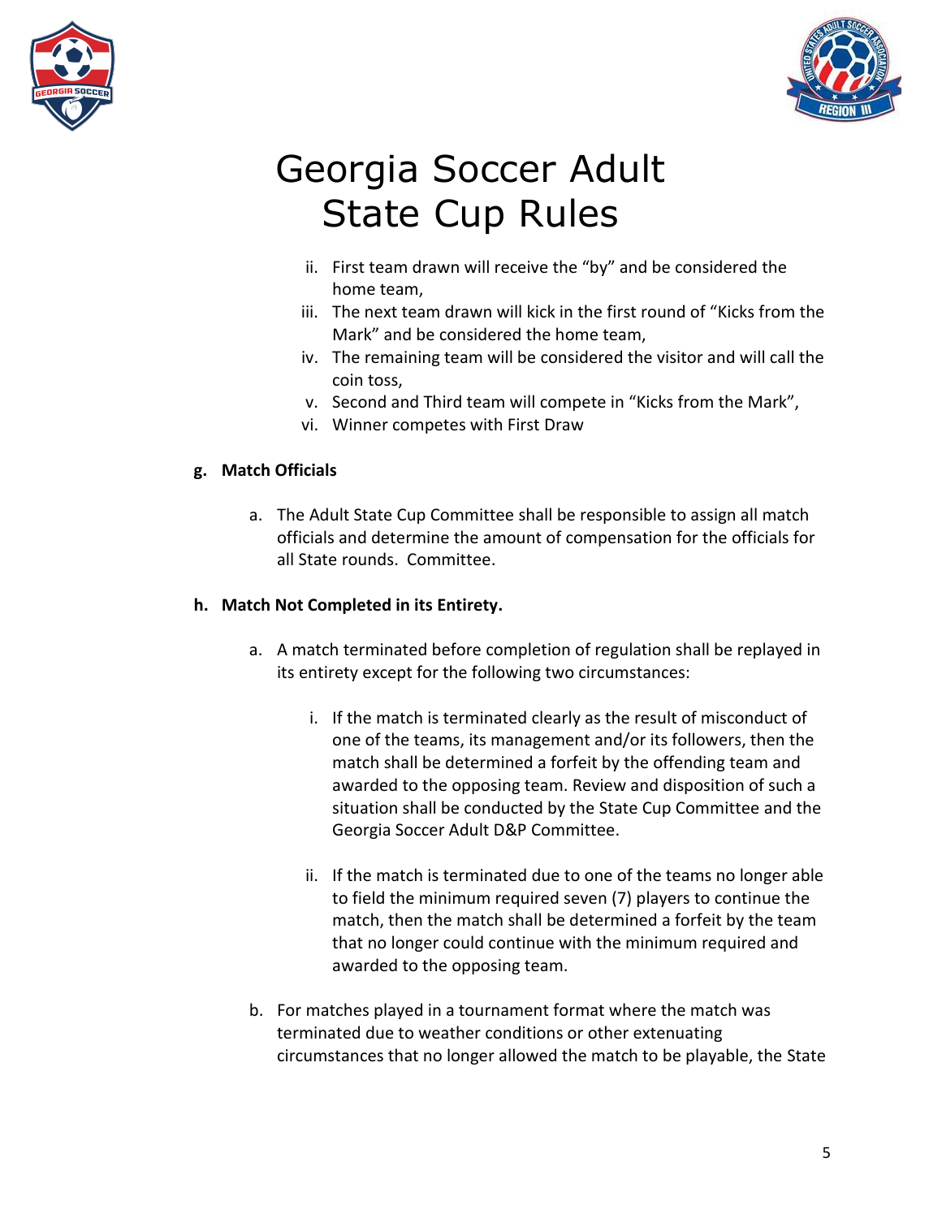# Georgia Soccer Adult State Cup Rules

ii. First team drawn will receive the "by" and be considered the home team,
iii. The next team drawn will kick in the first round of "Kicks from the Mark" and be considered the home team,
iv. The remaining team will be considered the visitor and will call the coin toss,
v. Second and Third team will compete in "Kicks from the Mark",
vi. Winner competes with First Draw

**g. Match Officials**

a. The Adult State Cup Committee shall be responsible to assign all match officials and determine the amount of compensation for the officials for all State rounds. Committee.

**h. Match Not Completed in its Entirety.**

a. A match terminated before completion of regulation shall be replayed in its entirety except for the following two circumstances:

i. If the match is terminated clearly as the result of misconduct of one of the teams, its management and/or its followers, then the match shall be determined a forfeit by the offending team and awarded to the opposing team. Review and disposition of such a situation shall be conducted by the State Cup Committee and the Georgia Soccer Adult D&P Committee.

ii. If the match is terminated due to one of the teams no longer able to field the minimum required seven (7) players to continue the match, then the match shall be determined a forfeit by the team that no longer could continue with the minimum required and awarded to the opposing team.

b. For matches played in a tournament format where the match was terminated due to weather conditions or other extenuating circumstances that no longer allowed the match to be playable, the State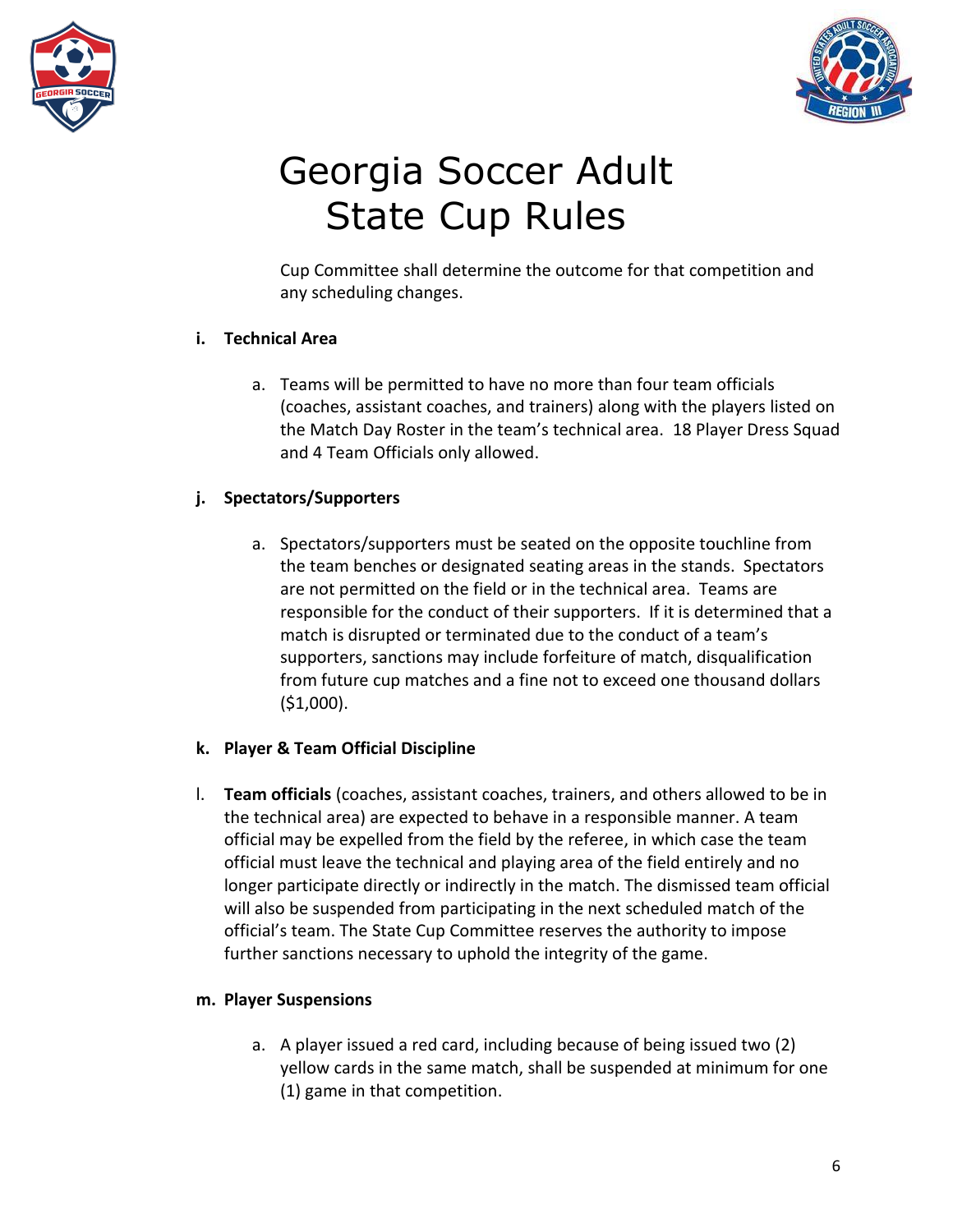Cup Committee shall determine the outcome for that competition and any scheduling changes.

**i. Technical Area**

a. Teams will be permitted to have no more than four team officials (coaches, assistant coaches, and trainers) along with the players listed on the Match Day Roster in the team's technical area. 18 Player Dress Squad and 4 Team Officials only allowed.

**j. Spectators/Supporters**

a. Spectators/supporters must be seated on the opposite touchline from the team benches or designated seating areas in the stands. Spectators are not permitted on the field or in the technical area. Teams are responsible for the conduct of their supporters. If it is determined that a match is disrupted or terminated due to the conduct of a team's supporters, sanctions may include forfeiture of match, disqualification from future cup matches and a fine not to exceed one thousand dollars ($1,000).

**k. Player & Team Official Discipline**

l. **Team officials** (coaches, assistant coaches, trainers, and others allowed to be in the technical area) are expected to behave in a responsible manner. A team official may be expelled from the field by the referee, in which case the team official must leave the technical and playing area of the field entirely and no longer participate directly or indirectly in the match. The dismissed team official will also be suspended from participating in the next scheduled match of the official's team. The State Cup Committee reserves the authority to impose further sanctions necessary to uphold the integrity of the game.

**m. Player Suspensions**

a. A player issued a red card, including because of being issued two (2) yellow cards in the same match, shall be suspended at minimum for one (1) game in that competition.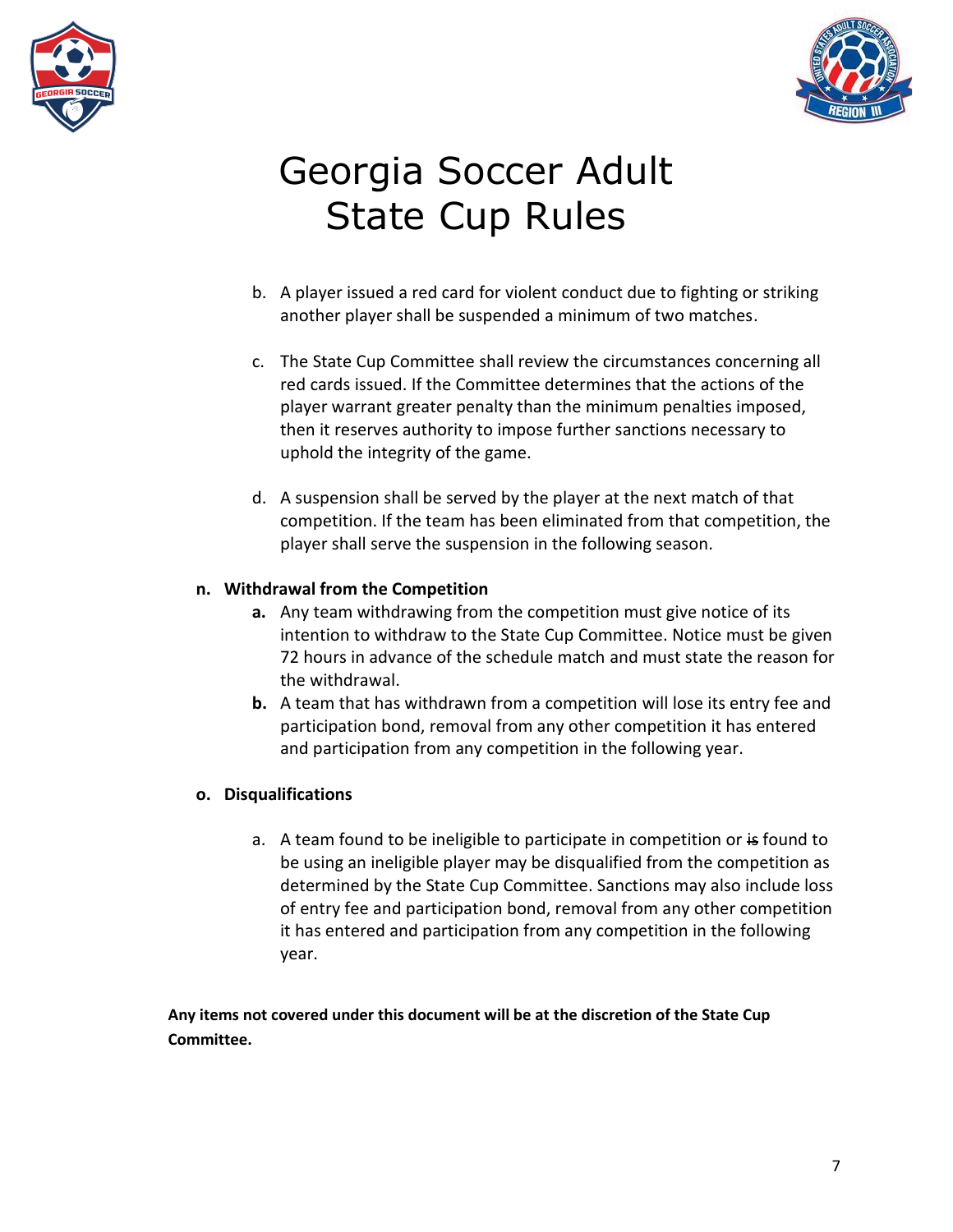# Georgia Soccer Adult State Cup Rules

b. A player issued a red card for violent conduct due to fighting or striking another player shall be suspended a minimum of two matches.

c. The State Cup Committee shall review the circumstances concerning all red cards issued. If the Committee determines that the actions of the player warrant greater penalty than the minimum penalties imposed, then it reserves authority to impose further sanctions necessary to uphold the integrity of the game.

d. A suspension shall be served by the player at the next match of that competition. If the team has been eliminated from that competition, the player shall serve the suspension in the following season.

**n. Withdrawal from the Competition**

**a.** Any team withdrawing from the competition must give notice of its intention to withdraw to the State Cup Committee. Notice must be given 72 hours in advance of the schedule match and must state the reason for the withdrawal.

**b.** A team that has withdrawn from a competition will lose its entry fee and participation bond, removal from any other competition it has entered and participation from any competition in the following year.

**o. Disqualifications**

a. A team found to be ineligible to participate in competition or ~~is~~ found to be using an ineligible player may be disqualified from the competition as determined by the State Cup Committee. Sanctions may also include loss of entry fee and participation bond, removal from any other competition it has entered and participation from any competition in the following year.

**Any items not covered under this document will be at the discretion of the State Cup Committee.**